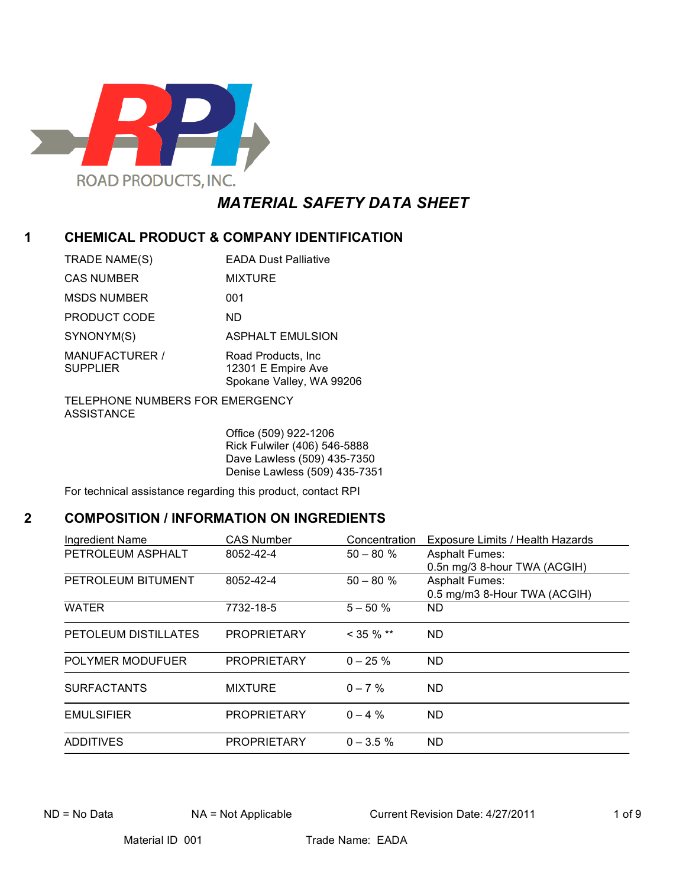ROAD PRODUCTS, INC.

# *MATERIAL SAFETY DATA SHEET*

## 1 CHEMICAL PRODUCT & COMPANY IDENTIFICATION

| | |
|---|---|
| TRADE NAME(S) | EADA Dust Palliative |
| CAS NUMBER | MIXTURE |
| MSDS NUMBER | 001 |
| PRODUCT CODE | ND |
| SYNONYM(S) | ASPHALT EMULSION |
| MANUFACTURER / SUPPLIER | Road Products, Inc<br>12301 E Empire Ave<br>Spokane Valley, WA 99206 |

TELEPHONE NUMBERS FOR EMERGENCY ASSISTANCE

Office (509) 922-1206
Rick Fulwiler (406) 546-5888
Dave Lawless (509) 435-7350
Denise Lawless (509) 435-7351

For technical assistance regarding this product, contact RPI

## 2 COMPOSITION / INFORMATION ON INGREDIENTS

| Ingredient Name | CAS Number | Concentration | Exposure Limits / Health Hazards |
|---|---|---|---|
| PETROLEUM ASPHALT | 8052-42-4 | 50 – 80 % | Asphalt Fumes:<br>0.5n mg/3 8-hour TWA (ACGIH) |
| PETROLEUM BITUMENT | 8052-42-4 | 50 – 80 % | Asphalt Fumes:<br>0.5 mg/m3 8-Hour TWA (ACGIH) |
| WATER | 7732-18-5 | 5 – 50 % | ND |
| PETOLEUM DISTILLATES | PROPRIETARY | < 35 % ** | ND |
| POLYMER MODUFUER | PROPRIETARY | 0 – 25 % | ND |
| SURFACTANTS | MIXTURE | 0 – 7 % | ND |
| EMULSIFIER | PROPRIETARY | 0 – 4 % | ND |
| ADDITIVES | PROPRIETARY | 0 – 3.5 % | ND |

ND = No Data NA = Not Applicable Current Revision Date: 4/27/2011

Material ID 001 Trade Name: EADA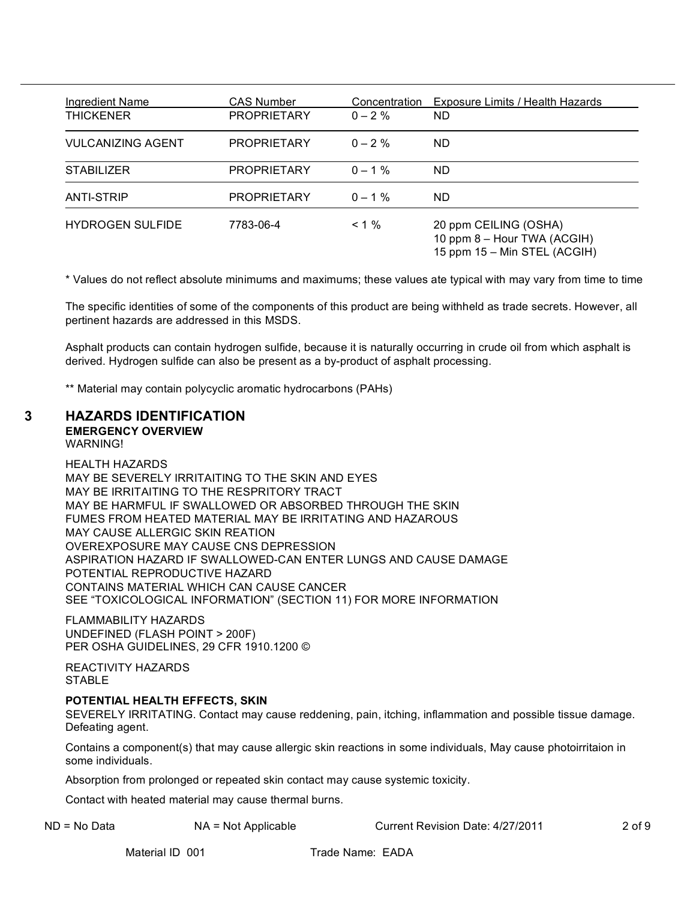| Ingredient Name | CAS Number | Concentration | Exposure Limits / Health Hazards |
|---|---|---|---|
| THICKENER | PROPRIETARY | 0 – 2 % | ND |
| VULCANIZING AGENT | PROPRIETARY | 0 – 2 % | ND |
| STABILIZER | PROPRIETARY | 0 – 1 % | ND |
| ANTI-STRIP | PROPRIETARY | 0 – 1 % | ND |
| HYDROGEN SULFIDE | 7783-06-4 | < 1 % | 20 ppm CEILING (OSHA)<br>10 ppm 8 – Hour TWA (ACGIH)<br>15 ppm 15 – Min STEL (ACGIH) |

* Values do not reflect absolute minimums and maximums; these values ate typical with may vary from time to time

The specific identities of some of the components of this product are being withheld as trade secrets. However, all pertinent hazards are addressed in this MSDS.

Asphalt products can contain hydrogen sulfide, because it is naturally occurring in crude oil from which asphalt is derived. Hydrogen sulfide can also be present as a by-product of asphalt processing.

** Material may contain polycyclic aromatic hydrocarbons (PAHs)

## 3 HAZARDS IDENTIFICATION

**EMERGENCY OVERVIEW**

WARNING!

HEALTH HAZARDS
MAY BE SEVERELY IRRITAITING TO THE SKIN AND EYES
MAY BE IRRITAITING TO THE RESPRITORY TRACT
MAY BE HARMFUL IF SWALLOWED OR ABSORBED THROUGH THE SKIN
FUMES FROM HEATED MATERIAL MAY BE IRRITATING AND HAZAROUS
MAY CAUSE ALLERGIC SKIN REATION
OVEREXPOSURE MAY CAUSE CNS DEPRESSION
ASPIRATION HAZARD IF SWALLOWED-CAN ENTER LUNGS AND CAUSE DAMAGE
POTENTIAL REPRODUCTIVE HAZARD
CONTAINS MATERIAL WHICH CAN CAUSE CANCER
SEE "TOXICOLOGICAL INFORMATION" (SECTION 11) FOR MORE INFORMATION

FLAMMABILITY HAZARDS
UNDEFINED (FLASH POINT > 200F)
PER OSHA GUIDELINES, 29 CFR 1910.1200 ©

REACTIVITY HAZARDS
STABLE

**POTENTIAL HEALTH EFFECTS, SKIN**

SEVERELY IRRITATING. Contact may cause reddening, pain, itching, inflammation and possible tissue damage. Defeating agent.

Contains a component(s) that may cause allergic skin reactions in some individuals, May cause photoirritaion in some individuals.

Absorption from prolonged or repeated skin contact may cause systemic toxicity.

Contact with heated material may cause thermal burns.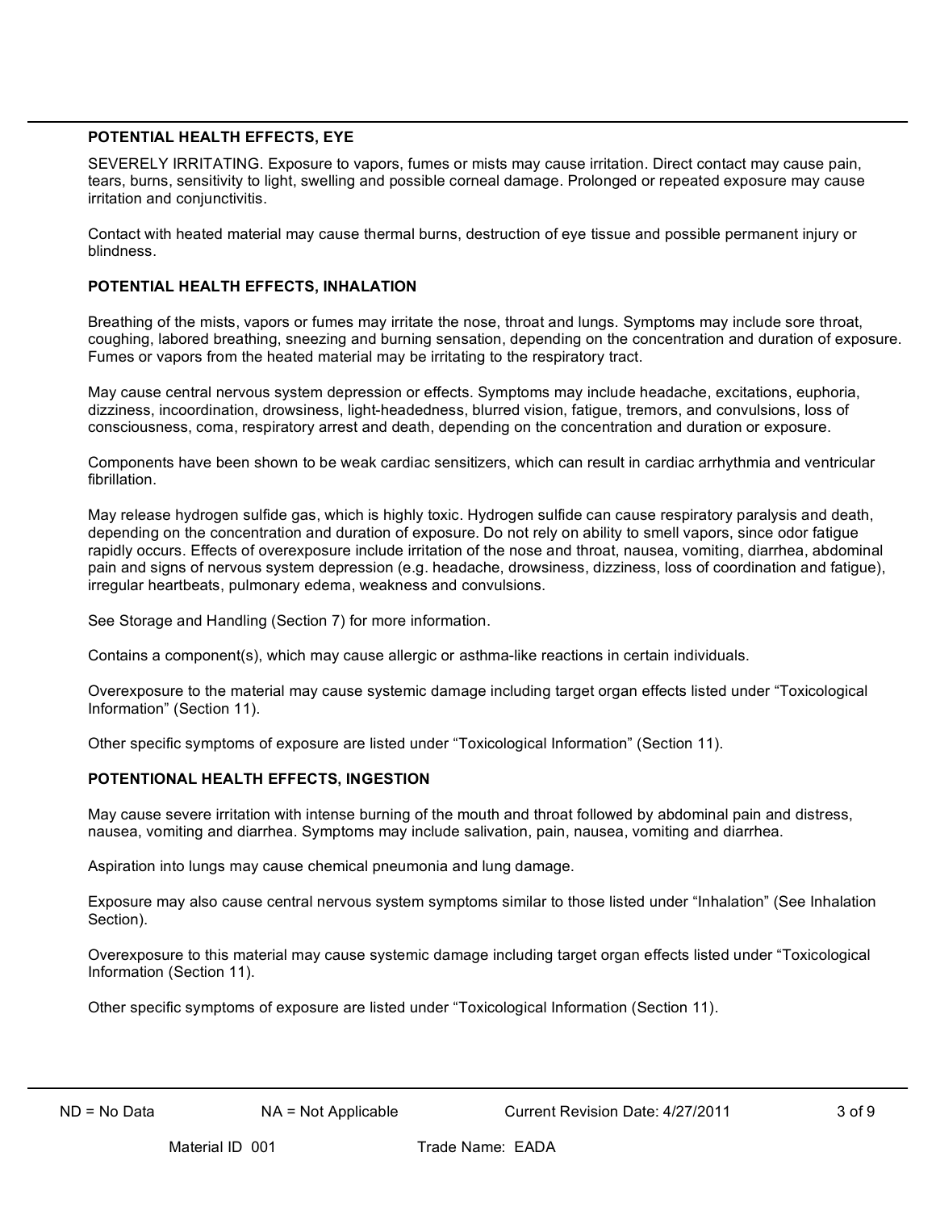### POTENTIAL HEALTH EFFECTS, EYE

SEVERELY IRRITATING. Exposure to vapors, fumes or mists may cause irritation. Direct contact may cause pain, tears, burns, sensitivity to light, swelling and possible corneal damage. Prolonged or repeated exposure may cause irritation and conjunctivitis.

Contact with heated material may cause thermal burns, destruction of eye tissue and possible permanent injury or blindness.

### POTENTIAL HEALTH EFFECTS, INHALATION

Breathing of the mists, vapors or fumes may irritate the nose, throat and lungs. Symptoms may include sore throat, coughing, labored breathing, sneezing and burning sensation, depending on the concentration and duration of exposure. Fumes or vapors from the heated material may be irritating to the respiratory tract.

May cause central nervous system depression or effects. Symptoms may include headache, excitations, euphoria, dizziness, incoordination, drowsiness, light-headedness, blurred vision, fatigue, tremors, and convulsions, loss of consciousness, coma, respiratory arrest and death, depending on the concentration and duration or exposure.

Components have been shown to be weak cardiac sensitizers, which can result in cardiac arrhythmia and ventricular fibrillation.

May release hydrogen sulfide gas, which is highly toxic. Hydrogen sulfide can cause respiratory paralysis and death, depending on the concentration and duration of exposure. Do not rely on ability to smell vapors, since odor fatigue rapidly occurs. Effects of overexposure include irritation of the nose and throat, nausea, vomiting, diarrhea, abdominal pain and signs of nervous system depression (e.g. headache, drowsiness, dizziness, loss of coordination and fatigue), irregular heartbeats, pulmonary edema, weakness and convulsions.

See Storage and Handling (Section 7) for more information.

Contains a component(s), which may cause allergic or asthma-like reactions in certain individuals.

Overexposure to the material may cause systemic damage including target organ effects listed under "Toxicological Information" (Section 11).

Other specific symptoms of exposure are listed under "Toxicological Information" (Section 11).

### POTENTIONAL HEALTH EFFECTS, INGESTION

May cause severe irritation with intense burning of the mouth and throat followed by abdominal pain and distress, nausea, vomiting and diarrhea. Symptoms may include salivation, pain, nausea, vomiting and diarrhea.

Aspiration into lungs may cause chemical pneumonia and lung damage.

Exposure may also cause central nervous system symptoms similar to those listed under "Inhalation" (See Inhalation Section).

Overexposure to this material may cause systemic damage including target organ effects listed under "Toxicological Information (Section 11).

Other specific symptoms of exposure are listed under "Toxicological Information (Section 11).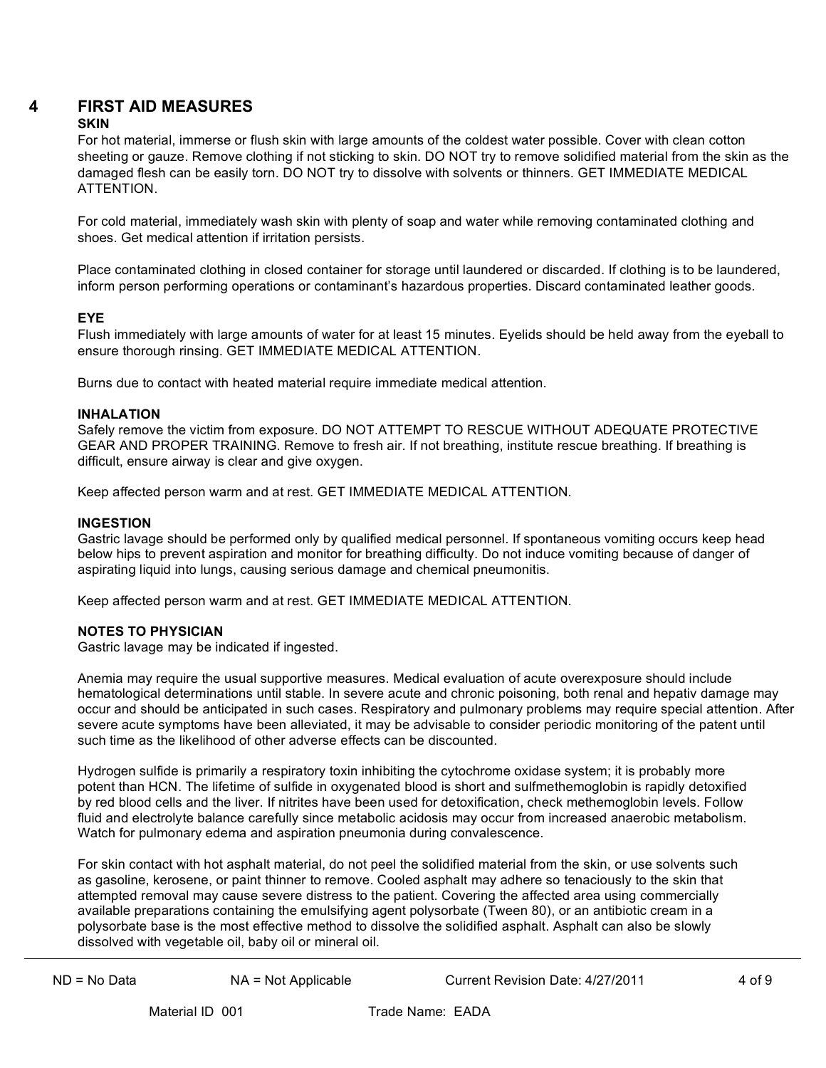# 4 FIRST AID MEASURES

**SKIN**

For hot material, immerse or flush skin with large amounts of the coldest water possible. Cover with clean cotton sheeting or gauze. Remove clothing if not sticking to skin. DO NOT try to remove solidified material from the skin as the damaged flesh can be easily torn. DO NOT try to dissolve with solvents or thinners. GET IMMEDIATE MEDICAL ATTENTION.

For cold material, immediately wash skin with plenty of soap and water while removing contaminated clothing and shoes. Get medical attention if irritation persists.

Place contaminated clothing in closed container for storage until laundered or discarded. If clothing is to be laundered, inform person performing operations or contaminant's hazardous properties. Discard contaminated leather goods.

**EYE**

Flush immediately with large amounts of water for at least 15 minutes. Eyelids should be held away from the eyeball to ensure thorough rinsing. GET IMMEDIATE MEDICAL ATTENTION.

Burns due to contact with heated material require immediate medical attention.

**INHALATION**

Safely remove the victim from exposure. DO NOT ATTEMPT TO RESCUE WITHOUT ADEQUATE PROTECTIVE GEAR AND PROPER TRAINING. Remove to fresh air. If not breathing, institute rescue breathing. If breathing is difficult, ensure airway is clear and give oxygen.

Keep affected person warm and at rest. GET IMMEDIATE MEDICAL ATTENTION.

**INGESTION**

Gastric lavage should be performed only by qualified medical personnel. If spontaneous vomiting occurs keep head below hips to prevent aspiration and monitor for breathing difficulty. Do not induce vomiting because of danger of aspirating liquid into lungs, causing serious damage and chemical pneumonitis.

Keep affected person warm and at rest. GET IMMEDIATE MEDICAL ATTENTION.

**NOTES TO PHYSICIAN**

Gastric lavage may be indicated if ingested.

Anemia may require the usual supportive measures. Medical evaluation of acute overexposure should include hematological determinations until stable. In severe acute and chronic poisoning, both renal and hepativ damage may occur and should be anticipated in such cases. Respiratory and pulmonary problems may require special attention. After severe acute symptoms have been alleviated, it may be advisable to consider periodic monitoring of the patent until such time as the likelihood of other adverse effects can be discounted.

Hydrogen sulfide is primarily a respiratory toxin inhibiting the cytochrome oxidase system; it is probably more potent than HCN. The lifetime of sulfide in oxygenated blood is short and sulfmethemoglobin is rapidly detoxified by red blood cells and the liver. If nitrites have been used for detoxification, check methemoglobin levels. Follow fluid and electrolyte balance carefully since metabolic acidosis may occur from increased anaerobic metabolism. Watch for pulmonary edema and aspiration pneumonia during convalescence.

For skin contact with hot asphalt material, do not peel the solidified material from the skin, or use solvents such as gasoline, kerosene, or paint thinner to remove. Cooled asphalt may adhere so tenaciously to the skin that attempted removal may cause severe distress to the patient. Covering the affected area using commercially available preparations containing the emulsifying agent polysorbate (Tween 80), or an antibiotic cream in a polysorbate base is the most effective method to dissolve the solidified asphalt. Asphalt can also be slowly dissolved with vegetable oil, baby oil or mineral oil.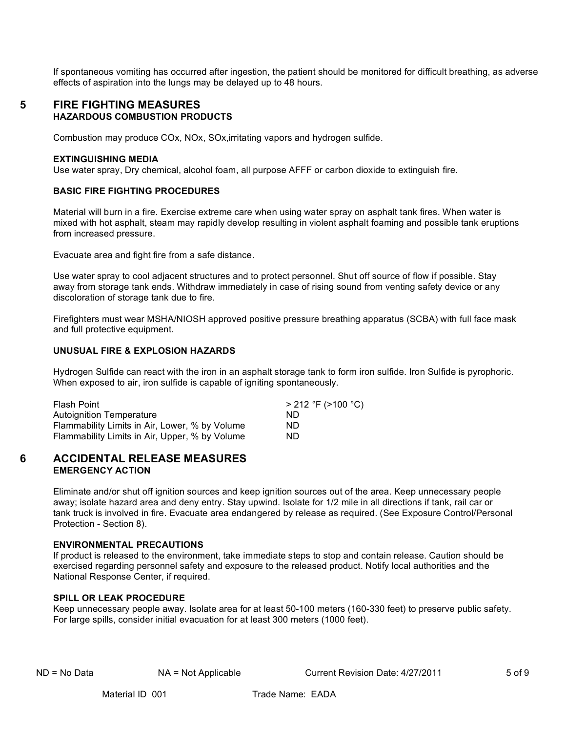If spontaneous vomiting has occurred after ingestion, the patient should be monitored for difficult breathing, as adverse effects of aspiration into the lungs may be delayed up to 48 hours.

## 5 FIRE FIGHTING MEASURES

### HAZARDOUS COMBUSTION PRODUCTS

Combustion may produce COx, NOx, SOx,irritating vapors and hydrogen sulfide.

### EXTINGUISHING MEDIA

Use water spray, Dry chemical, alcohol foam, all purpose AFFF or carbon dioxide to extinguish fire.

### BASIC FIRE FIGHTING PROCEDURES

Material will burn in a fire. Exercise extreme care when using water spray on asphalt tank fires. When water is mixed with hot asphalt, steam may rapidly develop resulting in violent asphalt foaming and possible tank eruptions from increased pressure.

Evacuate area and fight fire from a safe distance.

Use water spray to cool adjacent structures and to protect personnel. Shut off source of flow if possible. Stay away from storage tank ends. Withdraw immediately in case of rising sound from venting safety device or any discoloration of storage tank due to fire.

Firefighters must wear MSHA/NIOSH approved positive pressure breathing apparatus (SCBA) with full face mask and full protective equipment.

### UNUSUAL FIRE & EXPLOSION HAZARDS

Hydrogen Sulfide can react with the iron in an asphalt storage tank to form iron sulfide. Iron Sulfide is pyrophoric. When exposed to air, iron sulfide is capable of igniting spontaneously.

| | |
|---|---|
| Flash Point | > 212 °F (>100 °C) |
| Autoignition Temperature | ND |
| Flammability Limits in Air, Lower, % by Volume | ND |
| Flammability Limits in Air, Upper, % by Volume | ND |

## 6 ACCIDENTAL RELEASE MEASURES

### EMERGENCY ACTION

Eliminate and/or shut off ignition sources and keep ignition sources out of the area. Keep unnecessary people away; isolate hazard area and deny entry. Stay upwind. Isolate for 1/2 mile in all directions if tank, rail car or tank truck is involved in fire. Evacuate area endangered by release as required. (See Exposure Control/Personal Protection - Section 8).

### ENVIRONMENTAL PRECAUTIONS

If product is released to the environment, take immediate steps to stop and contain release. Caution should be exercised regarding personnel safety and exposure to the released product. Notify local authorities and the National Response Center, if required.

### SPILL OR LEAK PROCEDURE

Keep unnecessary people away. Isolate area for at least 50-100 meters (160-330 feet) to preserve public safety. For large spills, consider initial evacuation for at least 300 meters (1000 feet).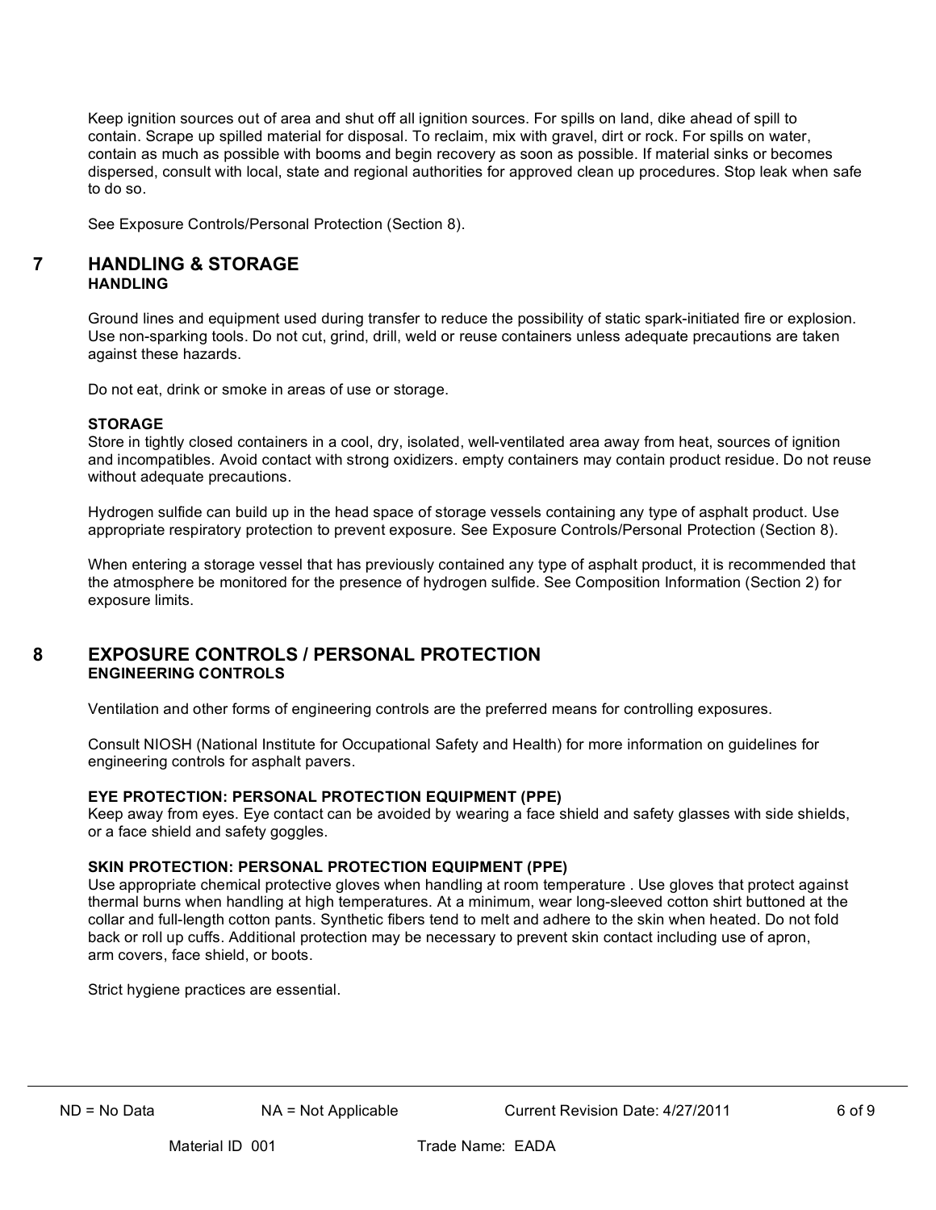Keep ignition sources out of area and shut off all ignition sources. For spills on land, dike ahead of spill to contain. Scrape up spilled material for disposal. To reclaim, mix with gravel, dirt or rock. For spills on water, contain as much as possible with booms and begin recovery as soon as possible. If material sinks or becomes dispersed, consult with local, state and regional authorities for approved clean up procedures. Stop leak when safe to do so.

See Exposure Controls/Personal Protection (Section 8).

## 7 HANDLING & STORAGE

### HANDLING

Ground lines and equipment used during transfer to reduce the possibility of static spark-initiated fire or explosion. Use non-sparking tools. Do not cut, grind, drill, weld or reuse containers unless adequate precautions are taken against these hazards.

Do not eat, drink or smoke in areas of use or storage.

### STORAGE

Store in tightly closed containers in a cool, dry, isolated, well-ventilated area away from heat, sources of ignition and incompatibles. Avoid contact with strong oxidizers. empty containers may contain product residue. Do not reuse without adequate precautions.

Hydrogen sulfide can build up in the head space of storage vessels containing any type of asphalt product. Use appropriate respiratory protection to prevent exposure. See Exposure Controls/Personal Protection (Section 8).

When entering a storage vessel that has previously contained any type of asphalt product, it is recommended that the atmosphere be monitored for the presence of hydrogen sulfide. See Composition Information (Section 2) for exposure limits.

## 8 EXPOSURE CONTROLS / PERSONAL PROTECTION

### ENGINEERING CONTROLS

Ventilation and other forms of engineering controls are the preferred means for controlling exposures.

Consult NIOSH (National Institute for Occupational Safety and Health) for more information on guidelines for engineering controls for asphalt pavers.

### EYE PROTECTION: PERSONAL PROTECTION EQUIPMENT (PPE)

Keep away from eyes. Eye contact can be avoided by wearing a face shield and safety glasses with side shields, or a face shield and safety goggles.

### SKIN PROTECTION: PERSONAL PROTECTION EQUIPMENT (PPE)

Use appropriate chemical protective gloves when handling at room temperature . Use gloves that protect against thermal burns when handling at high temperatures. At a minimum, wear long-sleeved cotton shirt buttoned at the collar and full-length cotton pants. Synthetic fibers tend to melt and adhere to the skin when heated. Do not fold back or roll up cuffs. Additional protection may be necessary to prevent skin contact including use of apron, arm covers, face shield, or boots.

Strict hygiene practices are essential.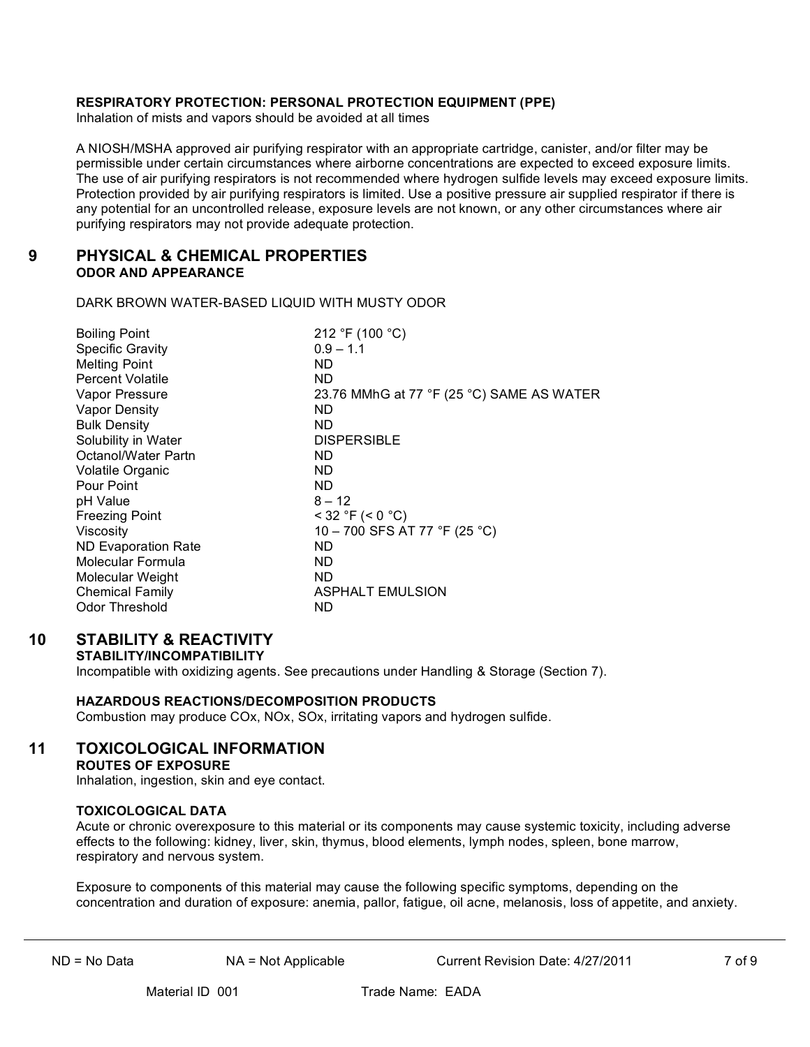**RESPIRATORY PROTECTION: PERSONAL PROTECTION EQUIPMENT (PPE)**

Inhalation of mists and vapors should be avoided at all times

A NIOSH/MSHA approved air purifying respirator with an appropriate cartridge, canister, and/or filter may be permissible under certain circumstances where airborne concentrations are expected to exceed exposure limits. The use of air purifying respirators is not recommended where hydrogen sulfide levels may exceed exposure limits. Protection provided by air purifying respirators is limited. Use a positive pressure air supplied respirator if there is any potential for an uncontrolled release, exposure levels are not known, or any other circumstances where air purifying respirators may not provide adequate protection.

## 9 PHYSICAL & CHEMICAL PROPERTIES

**ODOR AND APPEARANCE**

DARK BROWN WATER-BASED LIQUID WITH MUSTY ODOR

| Property | Value |
| --- | --- |
| Boiling Point | 212 °F (100 °C) |
| Specific Gravity | 0.9 – 1.1 |
| Melting Point | ND |
| Percent Volatile | ND |
| Vapor Pressure | 23.76 MMhG at 77 °F (25 °C) SAME AS WATER |
| Vapor Density | ND |
| Bulk Density | ND |
| Solubility in Water | DISPERSIBLE |
| Octanol/Water Partn | ND |
| Volatile Organic | ND |
| Pour Point | ND |
| pH Value | 8 – 12 |
| Freezing Point | < 32 °F (< 0 °C) |
| Viscosity | 10 – 700 SFS AT 77 °F (25 °C) |
| ND Evaporation Rate | ND |
| Molecular Formula | ND |
| Molecular Weight | ND |
| Chemical Family | ASPHALT EMULSION |
| Odor Threshold | ND |

## 10 STABILITY & REACTIVITY

**STABILITY/INCOMPATIBILITY**

Incompatible with oxidizing agents. See precautions under Handling & Storage (Section 7).

**HAZARDOUS REACTIONS/DECOMPOSITION PRODUCTS**

Combustion may produce COx, NOx, SOx, irritating vapors and hydrogen sulfide.

## 11 TOXICOLOGICAL INFORMATION

**ROUTES OF EXPOSURE**

Inhalation, ingestion, skin and eye contact.

**TOXICOLOGICAL DATA**

Acute or chronic overexposure to this material or its components may cause systemic toxicity, including adverse effects to the following: kidney, liver, skin, thymus, blood elements, lymph nodes, spleen, bone marrow, respiratory and nervous system.

Exposure to components of this material may cause the following specific symptoms, depending on the concentration and duration of exposure: anemia, pallor, fatigue, oil acne, melanosis, loss of appetite, and anxiety.

ND = No Data NA = Not Applicable Current Revision Date: 4/27/2011

Material ID 001 Trade Name: EADA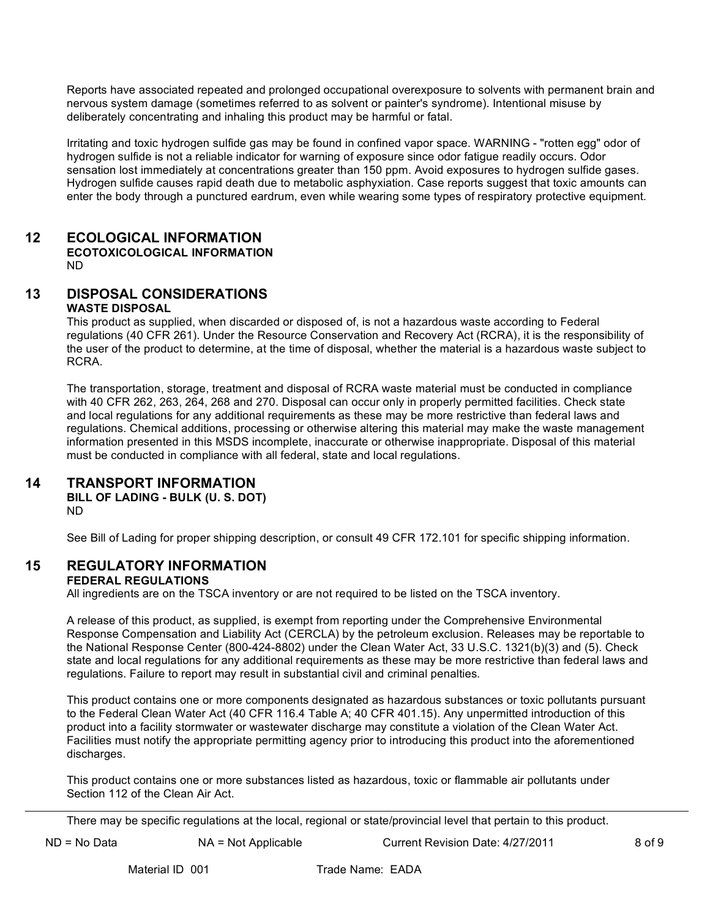Reports have associated repeated and prolonged occupational overexposure to solvents with permanent brain and nervous system damage (sometimes referred to as solvent or painter's syndrome). Intentional misuse by deliberately concentrating and inhaling this product may be harmful or fatal.

Irritating and toxic hydrogen sulfide gas may be found in confined vapor space. WARNING - "rotten egg" odor of hydrogen sulfide is not a reliable indicator for warning of exposure since odor fatigue readily occurs. Odor sensation lost immediately at concentrations greater than 150 ppm. Avoid exposures to hydrogen sulfide gases. Hydrogen sulfide causes rapid death due to metabolic asphyxiation. Case reports suggest that toxic amounts can enter the body through a punctured eardrum, even while wearing some types of respiratory protective equipment.

## 12 ECOLOGICAL INFORMATION

**ECOTOXICOLOGICAL INFORMATION**

ND

## 13 DISPOSAL CONSIDERATIONS

**WASTE DISPOSAL**

This product as supplied, when discarded or disposed of, is not a hazardous waste according to Federal regulations (40 CFR 261). Under the Resource Conservation and Recovery Act (RCRA), it is the responsibility of the user of the product to determine, at the time of disposal, whether the material is a hazardous waste subject to RCRA.

The transportation, storage, treatment and disposal of RCRA waste material must be conducted in compliance with 40 CFR 262, 263, 264, 268 and 270. Disposal can occur only in properly permitted facilities. Check state and local regulations for any additional requirements as these may be more restrictive than federal laws and regulations. Chemical additions, processing or otherwise altering this material may make the waste management information presented in this MSDS incomplete, inaccurate or otherwise inappropriate. Disposal of this material must be conducted in compliance with all federal, state and local regulations.

## 14 TRANSPORT INFORMATION

**BILL OF LADING - BULK (U. S. DOT)**

ND

See Bill of Lading for proper shipping description, or consult 49 CFR 172.101 for specific shipping information.

## 15 REGULATORY INFORMATION

**FEDERAL REGULATIONS**

All ingredients are on the TSCA inventory or are not required to be listed on the TSCA inventory.

A release of this product, as supplied, is exempt from reporting under the Comprehensive Environmental Response Compensation and Liability Act (CERCLA) by the petroleum exclusion. Releases may be reportable to the National Response Center (800-424-8802) under the Clean Water Act, 33 U.S.C. 1321(b)(3) and (5). Check state and local regulations for any additional requirements as these may be more restrictive than federal laws and regulations. Failure to report may result in substantial civil and criminal penalties.

This product contains one or more components designated as hazardous substances or toxic pollutants pursuant to the Federal Clean Water Act (40 CFR 116.4 Table A; 40 CFR 401.15). Any unpermitted introduction of this product into a facility stormwater or wastewater discharge may constitute a violation of the Clean Water Act. Facilities must notify the appropriate permitting agency prior to introducing this product into the aforementioned discharges.

This product contains one or more substances listed as hazardous, toxic or flammable air pollutants under Section 112 of the Clean Air Act.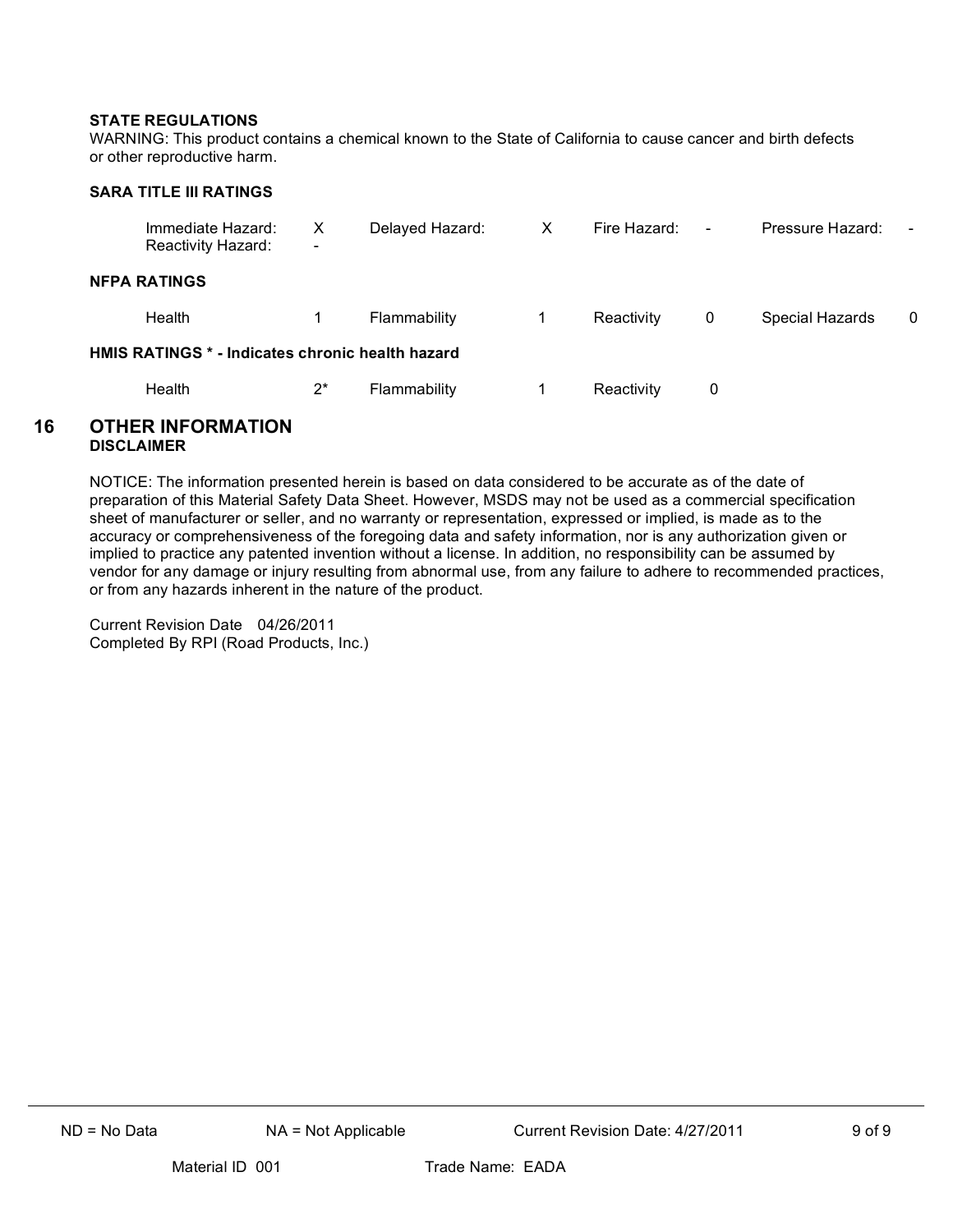**STATE REGULATIONS**

WARNING: This product contains a chemical known to the State of California to cause cancer and birth defects or other reproductive harm.

**SARA TITLE III RATINGS**

| | | | | | | | |
|---|---|---|---|---|---|---|---|
| Immediate Hazard: | X | Delayed Hazard: | X | Fire Hazard: | - | Pressure Hazard: | - |
| Reactivity Hazard: | - | | | | | | |

**NFPA RATINGS**

| | | | | | | | |
|---|---|---|---|---|---|---|---|
| Health | 1 | Flammability | 1 | Reactivity | 0 | Special Hazards | 0 |

**HMIS RATINGS * - Indicates chronic health hazard**

| | | | | | |
|---|---|---|---|---|---|
| Health | 2* | Flammability | 1 | Reactivity | 0 |

## 16 OTHER INFORMATION

**DISCLAIMER**

NOTICE: The information presented herein is based on data considered to be accurate as of the date of preparation of this Material Safety Data Sheet. However, MSDS may not be used as a commercial specification sheet of manufacturer or seller, and no warranty or representation, expressed or implied, is made as to the accuracy or comprehensiveness of the foregoing data and safety information, nor is any authorization given or implied to practice any patented invention without a license. In addition, no responsibility can be assumed by vendor for any damage or injury resulting from abnormal use, from any failure to adhere to recommended practices, or from any hazards inherent in the nature of the product.

Current Revision Date 04/26/2011
Completed By RPI (Road Products, Inc.)

ND = No Data NA = Not Applicable

Material ID 001 Trade Name: EADA